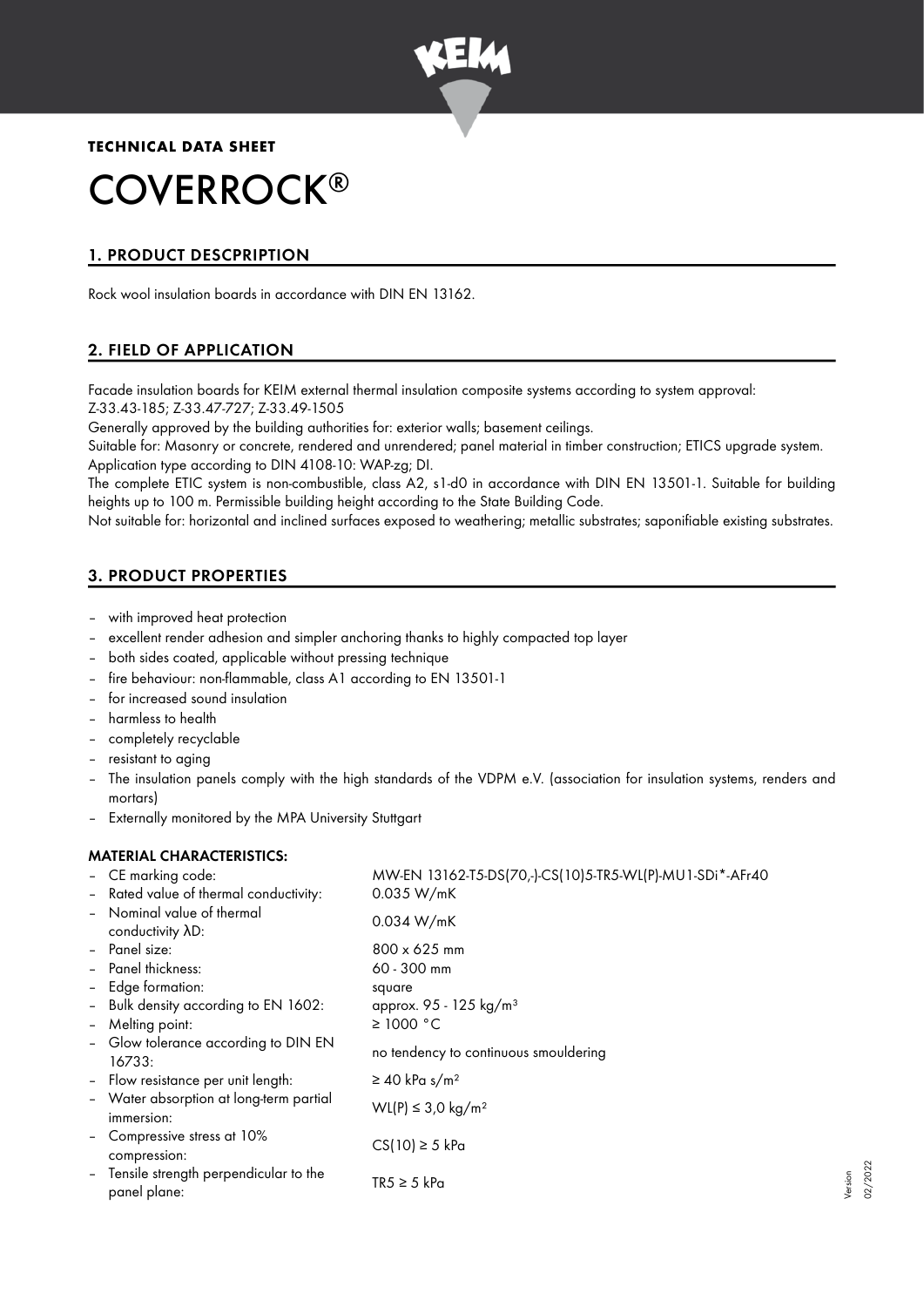**TECHNICAL DATA SHEET**

# COVERROCK®

## 1. PRODUCT DESCPRIPTION

Rock wool insulation boards in accordance with DIN EN 13162.

## 2. FIELD OF APPLICATION

Facade insulation boards for KEIM external thermal insulation composite systems according to system approval: Z-33.43-185; Z-33.47-727; Z-33.49-1505

Generally approved by the building authorities for: exterior walls; basement ceilings.

Suitable for: Masonry or concrete, rendered and unrendered; panel material in timber construction; ETICS upgrade system. Application type according to DIN 4108-10: WAP-zg; DI.

The complete ETIC system is non-combustible, class A2, s1-d0 in accordance with DIN EN 13501-1. Suitable for building heights up to 100 m. Permissible building height according to the State Building Code.

Not suitable for: horizontal and inclined surfaces exposed to weathering; metallic substrates; saponifiable existing substrates.

## 3. PRODUCT PROPERTIES

- with improved heat protection
- excellent render adhesion and simpler anchoring thanks to highly compacted top layer
- both sides coated, applicable without pressing technique
- fire behaviour: non-flammable, class A1 according to EN 13501-1
- for increased sound insulation
- harmless to health
- completely recyclable
- resistant to aging
- The insulation panels comply with the high standards of the VDPM e.V. (association for insulation systems, renders and mortars)
- Externally monitored by the MPA University Stuttgart

**MATERIAL CHARACTERISTICS:**

- CE marking code: MW-EN 13162-T5-DS(70,-)-CS(10)5-TR5-WL(P)-MU1-SDi*-AFr40
- Rated value of thermal conductivity: 0.035 W/mK
- Nominal value of thermal conductivity λD: 0.034 W/mK
- Panel size: 800 x 625 mm
- Panel thickness: 60 - 300 mm
- Edge formation: square
- Bulk density according to EN 1602: approx. 95 - 125 kg/m³
- Melting point: ≥ 1000 °C
- Glow tolerance according to DIN EN 16733: no tendency to continuous smouldering
- Flow resistance per unit length: ≥ 40 kPa s/m²
- Water absorption at long-term partial immersion: WL(P) ≤ 3,0 kg/m²
- Compressive stress at 10% compression: CS(10) ≥ 5 kPa
- Tensile strength perpendicular to the panel plane: TR5 ≥ 5 kPa

Version 02/2022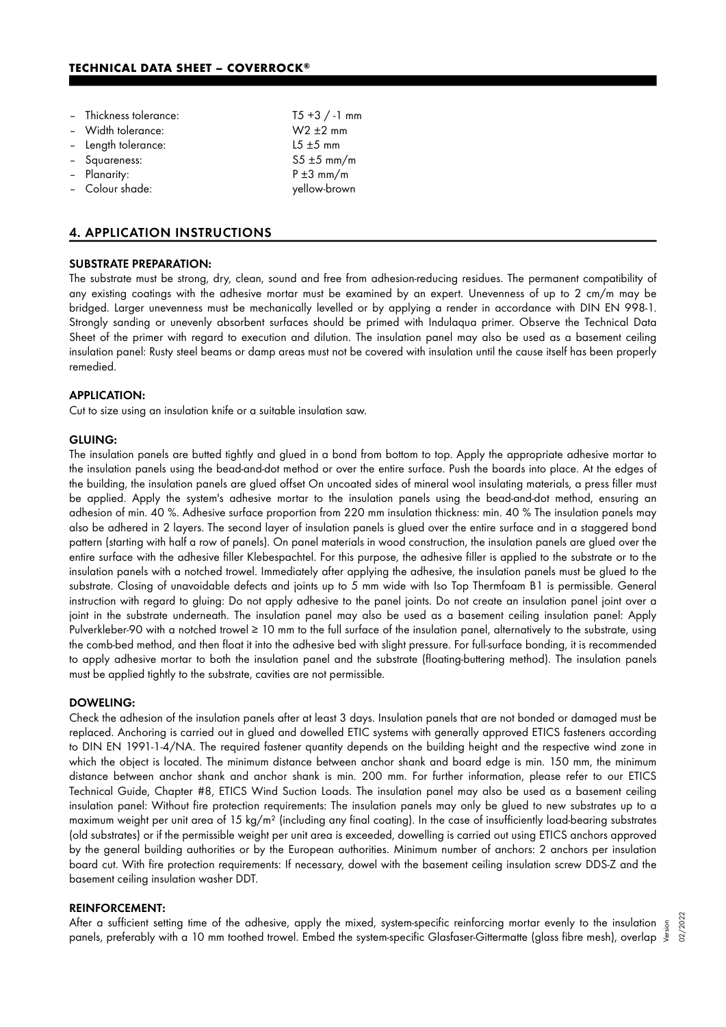- Thickness tolerance: T5 +3 / -1 mm
- Width tolerance: W2 ±2 mm
- Length tolerance: L5 ±5 mm
- Squareness: S5 ±5 mm/m
- Planarity: P ±3 mm/m
- Colour shade: yellow-brown

## 4. APPLICATION INSTRUCTIONS

### SUBSTRATE PREPARATION:

The substrate must be strong, dry, clean, sound and free from adhesion-reducing residues. The permanent compatibility of any existing coatings with the adhesive mortar must be examined by an expert. Unevenness of up to 2 cm/m may be bridged. Larger unevenness must be mechanically levelled or by applying a render in accordance with DIN EN 998-1. Strongly sanding or unevenly absorbent surfaces should be primed with Indulaqua primer. Observe the Technical Data Sheet of the primer with regard to execution and dilution. The insulation panel may also be used as a basement ceiling insulation panel: Rusty steel beams or damp areas must not be covered with insulation until the cause itself has been properly remedied.

### APPLICATION:

Cut to size using an insulation knife or a suitable insulation saw.

### GLUING:

The insulation panels are butted tightly and glued in a bond from bottom to top. Apply the appropriate adhesive mortar to the insulation panels using the bead-and-dot method or over the entire surface. Push the boards into place. At the edges of the building, the insulation panels are glued offset On uncoated sides of mineral wool insulating materials, a press filler must be applied. Apply the system's adhesive mortar to the insulation panels using the bead-and-dot method, ensuring an adhesion of min. 40 %. Adhesive surface proportion from 220 mm insulation thickness: min. 40 % The insulation panels may also be adhered in 2 layers. The second layer of insulation panels is glued over the entire surface and in a staggered bond pattern (starting with half a row of panels). On panel materials in wood construction, the insulation panels are glued over the entire surface with the adhesive filler Klebespachtel. For this purpose, the adhesive filler is applied to the substrate or to the insulation panels with a notched trowel. Immediately after applying the adhesive, the insulation panels must be glued to the substrate. Closing of unavoidable defects and joints up to 5 mm wide with Iso Top Thermfoam B1 is permissible. General instruction with regard to gluing: Do not apply adhesive to the panel joints. Do not create an insulation panel joint over a joint in the substrate underneath. The insulation panel may also be used as a basement ceiling insulation panel: Apply Pulverkleber-90 with a notched trowel ≥ 10 mm to the full surface of the insulation panel, alternatively to the substrate, using the comb-bed method, and then float it into the adhesive bed with slight pressure. For full-surface bonding, it is recommended to apply adhesive mortar to both the insulation panel and the substrate (floating-buttering method). The insulation panels must be applied tightly to the substrate, cavities are not permissible.

### DOWELING:

Check the adhesion of the insulation panels after at least 3 days. Insulation panels that are not bonded or damaged must be replaced. Anchoring is carried out in glued and dowelled ETIC systems with generally approved ETICS fasteners according to DIN EN 1991-1-4/NA. The required fastener quantity depends on the building height and the respective wind zone in which the object is located. The minimum distance between anchor shank and board edge is min. 150 mm, the minimum distance between anchor shank and anchor shank is min. 200 mm. For further information, please refer to our ETICS Technical Guide, Chapter #8, ETICS Wind Suction Loads. The insulation panel may also be used as a basement ceiling insulation panel: Without fire protection requirements: The insulation panels may only be glued to new substrates up to a maximum weight per unit area of 15 kg/m² (including any final coating). In the case of insufficiently load-bearing substrates (old substrates) or if the permissible weight per unit area is exceeded, dowelling is carried out using ETICS anchors approved by the general building authorities or by the European authorities. Minimum number of anchors: 2 anchors per insulation board cut. With fire protection requirements: If necessary, dowel with the basement ceiling insulation screw DDS-Z and the basement ceiling insulation washer DDT.

### REINFORCEMENT:

After a sufficient setting time of the adhesive, apply the mixed, system-specific reinforcing mortar evenly to the insulation panels, preferably with a 10 mm toothed trowel. Embed the system-specific Glasfaser-Gittermatte (glass fibre mesh), overlap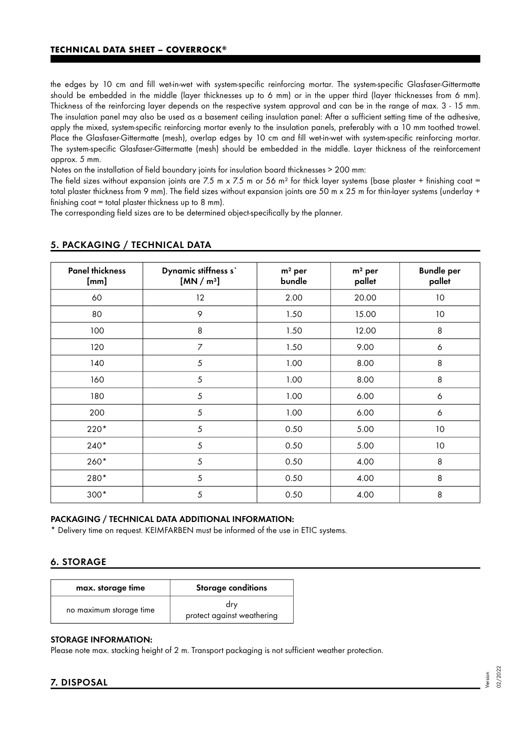the edges by 10 cm and fill wet-in-wet with system-specific reinforcing mortar. The system-specific Glasfaser-Gittermatte should be embedded in the middle (layer thicknesses up to 6 mm) or in the upper third (layer thicknesses from 6 mm). Thickness of the reinforcing layer depends on the respective system approval and can be in the range of max. 3 - 15 mm. The insulation panel may also be used as a basement ceiling insulation panel: After a sufficient setting time of the adhesive, apply the mixed, system-specific reinforcing mortar evenly to the insulation panels, preferably with a 10 mm toothed trowel. Place the Glasfaser-Gittermatte (mesh), overlap edges by 10 cm and fill wet-in-wet with system-specific reinforcing mortar. The system-specific Glasfaser-Gittermatte (mesh) should be embedded in the middle. Layer thickness of the reinforcement approx. 5 mm.

Notes on the installation of field boundary joints for insulation board thicknesses > 200 mm:

The field sizes without expansion joints are 7.5 m x 7.5 m or 56 m² for thick layer systems (base plaster + finishing coat = total plaster thickness from 9 mm). The field sizes without expansion joints are 50 m x 25 m for thin-layer systems (underlay + finishing coat = total plaster thickness up to 8 mm).

The corresponding field sizes are to be determined object-specifically by the planner.

## 5. PACKAGING / TECHNICAL DATA

| Panel thickness [mm] | Dynamic stiffness s` [MN / m³] | m² per bundle | m² per pallet | Bundle per pallet |
|---|---|---|---|---|
| 60 | 12 | 2.00 | 20.00 | 10 |
| 80 | 9 | 1.50 | 15.00 | 10 |
| 100 | 8 | 1.50 | 12.00 | 8 |
| 120 | 7 | 1.50 | 9.00 | 6 |
| 140 | 5 | 1.00 | 8.00 | 8 |
| 160 | 5 | 1.00 | 8.00 | 8 |
| 180 | 5 | 1.00 | 6.00 | 6 |
| 200 | 5 | 1.00 | 6.00 | 6 |
| 220* | 5 | 0.50 | 5.00 | 10 |
| 240* | 5 | 0.50 | 5.00 | 10 |
| 260* | 5 | 0.50 | 4.00 | 8 |
| 280* | 5 | 0.50 | 4.00 | 8 |
| 300* | 5 | 0.50 | 4.00 | 8 |

### PACKAGING / TECHNICAL DATA ADDITIONAL INFORMATION:

* Delivery time on request. KEIMFARBEN must be informed of the use in ETIC systems.

## 6. STORAGE

| max. storage time | Storage conditions |
|---|---|
| no maximum storage time | dry<br>protect against weathering |

### STORAGE INFORMATION:

Please note max. stacking height of 2 m. Transport packaging is not sufficient weather protection.

## 7. DISPOSAL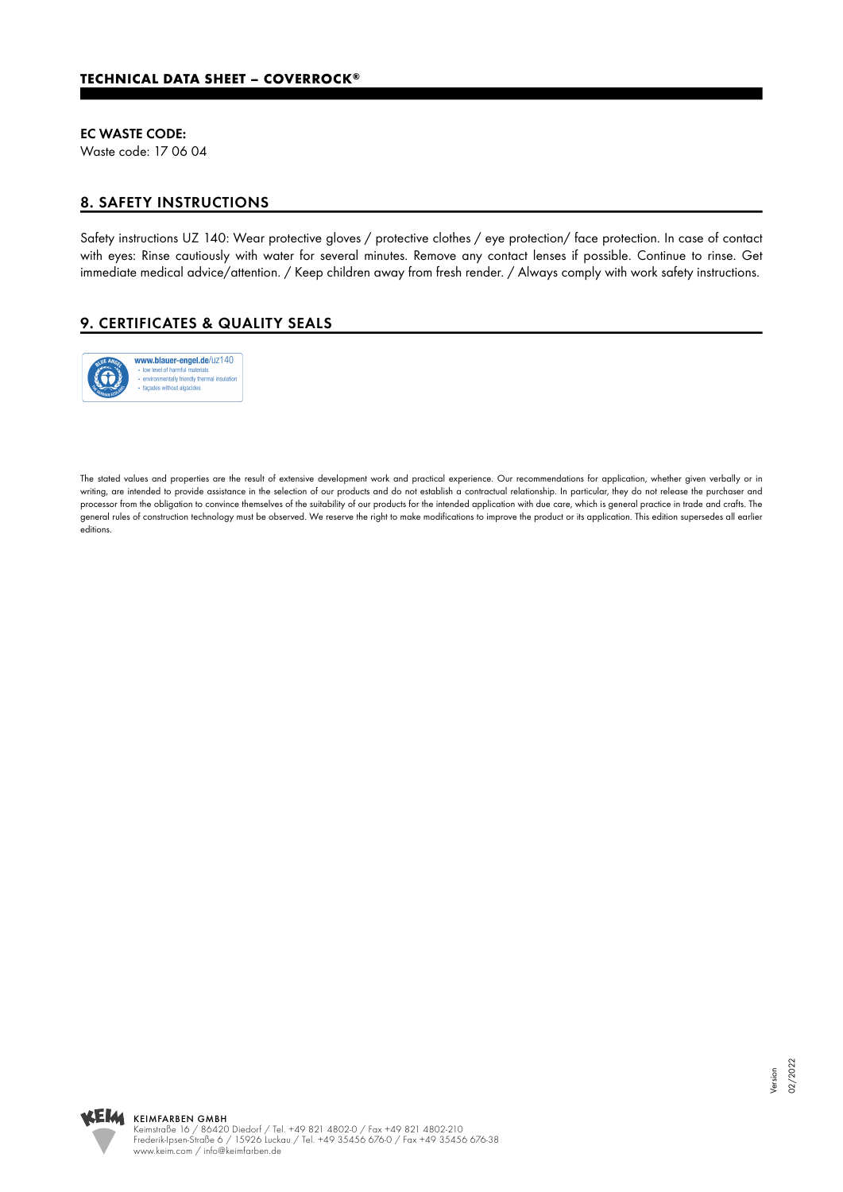**EC WASTE CODE:**
Waste code: 17 06 04

## 8. SAFETY INSTRUCTIONS

Safety instructions UZ 140: Wear protective gloves / protective clothes / eye protection/ face protection. In case of contact with eyes: Rinse cautiously with water for several minutes. Remove any contact lenses if possible. Continue to rinse. Get immediate medical advice/attention. / Keep children away from fresh render. / Always comply with work safety instructions.

## 9. CERTIFICATES & QUALITY SEALS

www.blauer-engel.de/uz140
- low level of harmful materials
- environmentally friendly thermal insulation
- façades without algacides

The stated values and properties are the result of extensive development work and practical experience. Our recommendations for application, whether given verbally or in writing, are intended to provide assistance in the selection of our products and do not establish a contractual relationship. In particular, they do not release the purchaser and processor from the obligation to convince themselves of the suitability of our products for the intended application with due care, which is general practice in trade and crafts. The general rules of construction technology must be observed. We reserve the right to make modifications to improve the product or its application. This edition supersedes all earlier editions.

KEIMFARBEN GMBH
Keimstraße 16 / 86420 Diedorf / Tel. +49 821 4802-0 / Fax +49 821 4802-210
Frederik-Ipsen-Straße 6 / 15926 Luckau / Tel. +49 35456 676-0 / Fax +49 35456 676-38
www.keim.com / info@keimfarben.de

Version 02/2022